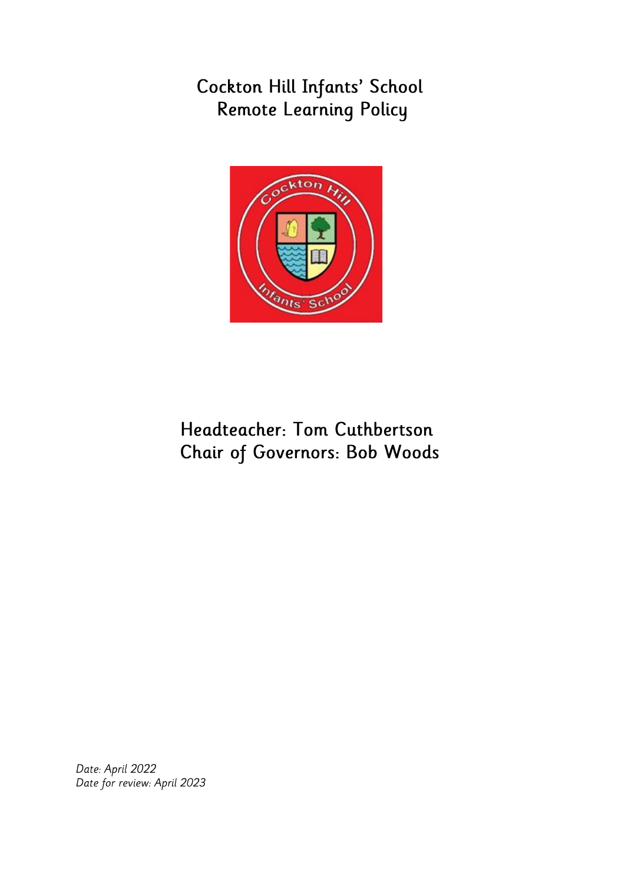# Cockton Hill Infants' School
# Remote Learning Policy

## Headteacher: Tom Cuthbertson
## Chair of Governors: Bob Woods

*Date: April 2022*
*Date for review: April 2023*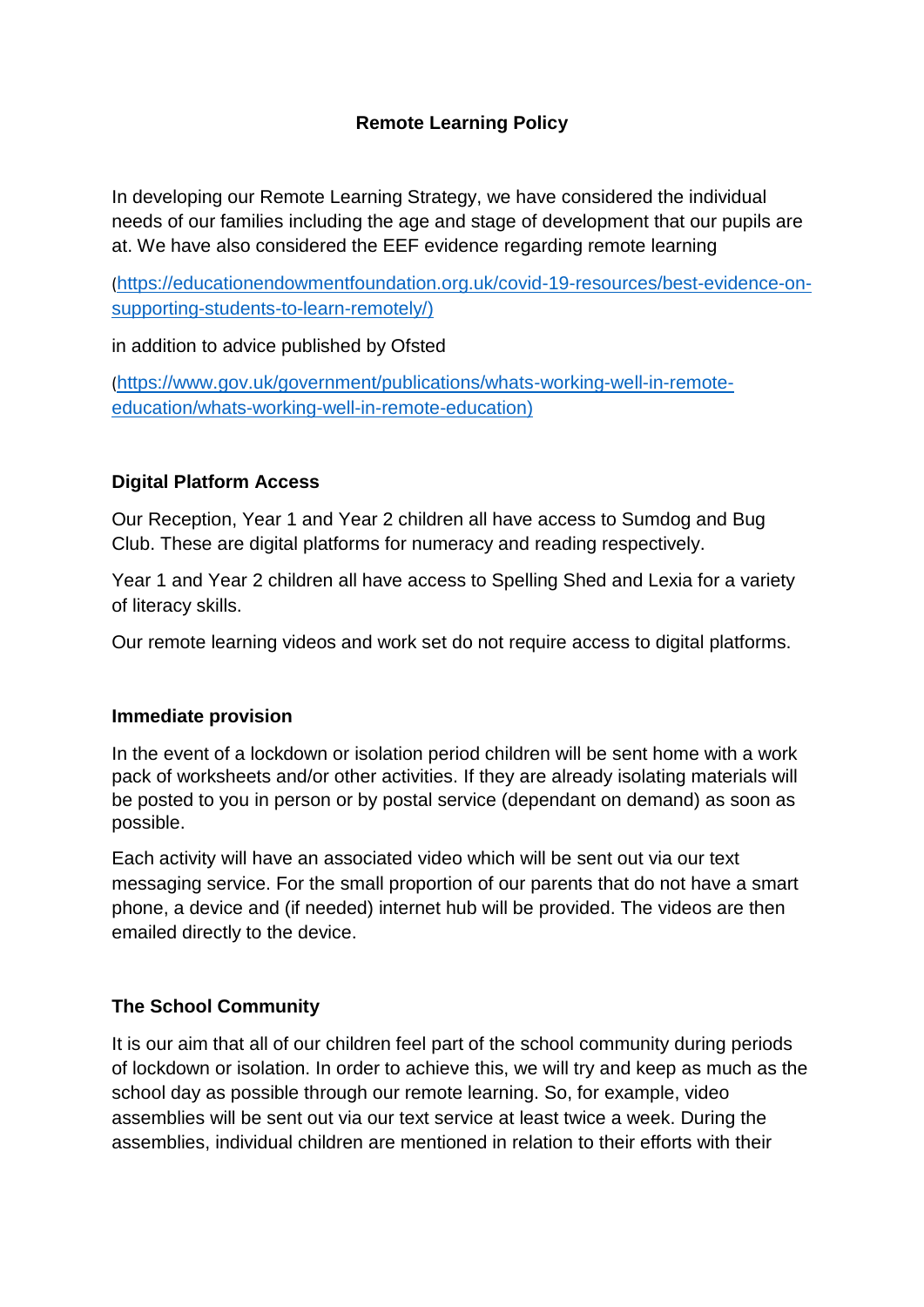# Remote Learning Policy

In developing our Remote Learning Strategy, we have considered the individual needs of our families including the age and stage of development that our pupils are at. We have also considered the EEF evidence regarding remote learning

(https://educationendowmentfoundation.org.uk/covid-19-resources/best-evidence-on-supporting-students-to-learn-remotely/)

in addition to advice published by Ofsted

(https://www.gov.uk/government/publications/whats-working-well-in-remote-education/whats-working-well-in-remote-education)

## Digital Platform Access

Our Reception, Year 1 and Year 2 children all have access to Sumdog and Bug Club. These are digital platforms for numeracy and reading respectively.

Year 1 and Year 2 children all have access to Spelling Shed and Lexia for a variety of literacy skills.

Our remote learning videos and work set do not require access to digital platforms.

## Immediate provision

In the event of a lockdown or isolation period children will be sent home with a work pack of worksheets and/or other activities. If they are already isolating materials will be posted to you in person or by postal service (dependant on demand) as soon as possible.

Each activity will have an associated video which will be sent out via our text messaging service. For the small proportion of our parents that do not have a smart phone, a device and (if needed) internet hub will be provided. The videos are then emailed directly to the device.

## The School Community

It is our aim that all of our children feel part of the school community during periods of lockdown or isolation. In order to achieve this, we will try and keep as much as the school day as possible through our remote learning. So, for example, video assemblies will be sent out via our text service at least twice a week. During the assemblies, individual children are mentioned in relation to their efforts with their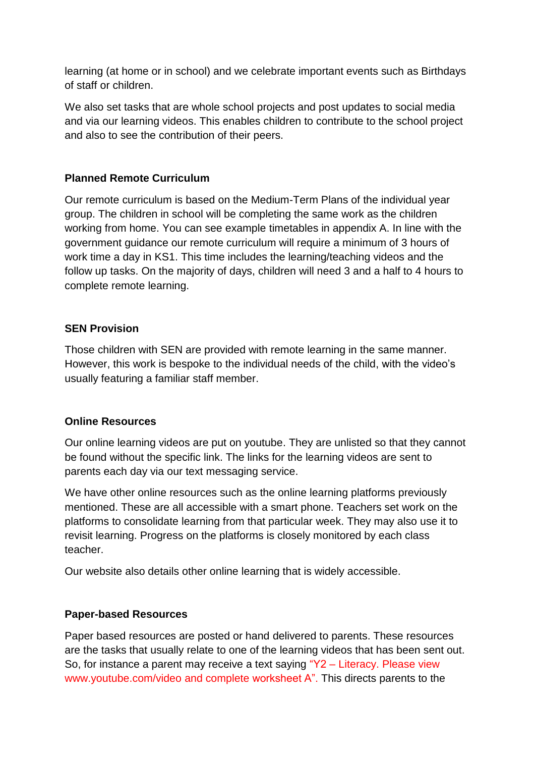learning (at home or in school) and we celebrate important events such as Birthdays of staff or children.

We also set tasks that are whole school projects and post updates to social media and via our learning videos. This enables children to contribute to the school project and also to see the contribution of their peers.

**Planned Remote Curriculum**

Our remote curriculum is based on the Medium-Term Plans of the individual year group. The children in school will be completing the same work as the children working from home. You can see example timetables in appendix A. In line with the government guidance our remote curriculum will require a minimum of 3 hours of work time a day in KS1. This time includes the learning/teaching videos and the follow up tasks. On the majority of days, children will need 3 and a half to 4 hours to complete remote learning.

**SEN Provision**

Those children with SEN are provided with remote learning in the same manner. However, this work is bespoke to the individual needs of the child, with the video's usually featuring a familiar staff member.

**Online Resources**

Our online learning videos are put on youtube. They are unlisted so that they cannot be found without the specific link. The links for the learning videos are sent to parents each day via our text messaging service.

We have other online resources such as the online learning platforms previously mentioned. These are all accessible with a smart phone. Teachers set work on the platforms to consolidate learning from that particular week. They may also use it to revisit learning. Progress on the platforms is closely monitored by each class teacher.

Our website also details other online learning that is widely accessible.

**Paper-based Resources**

Paper based resources are posted or hand delivered to parents. These resources are the tasks that usually relate to one of the learning videos that has been sent out. So, for instance a parent may receive a text saying "Y2 – Literacy. Please view www.youtube.com/video and complete worksheet A". This directs parents to the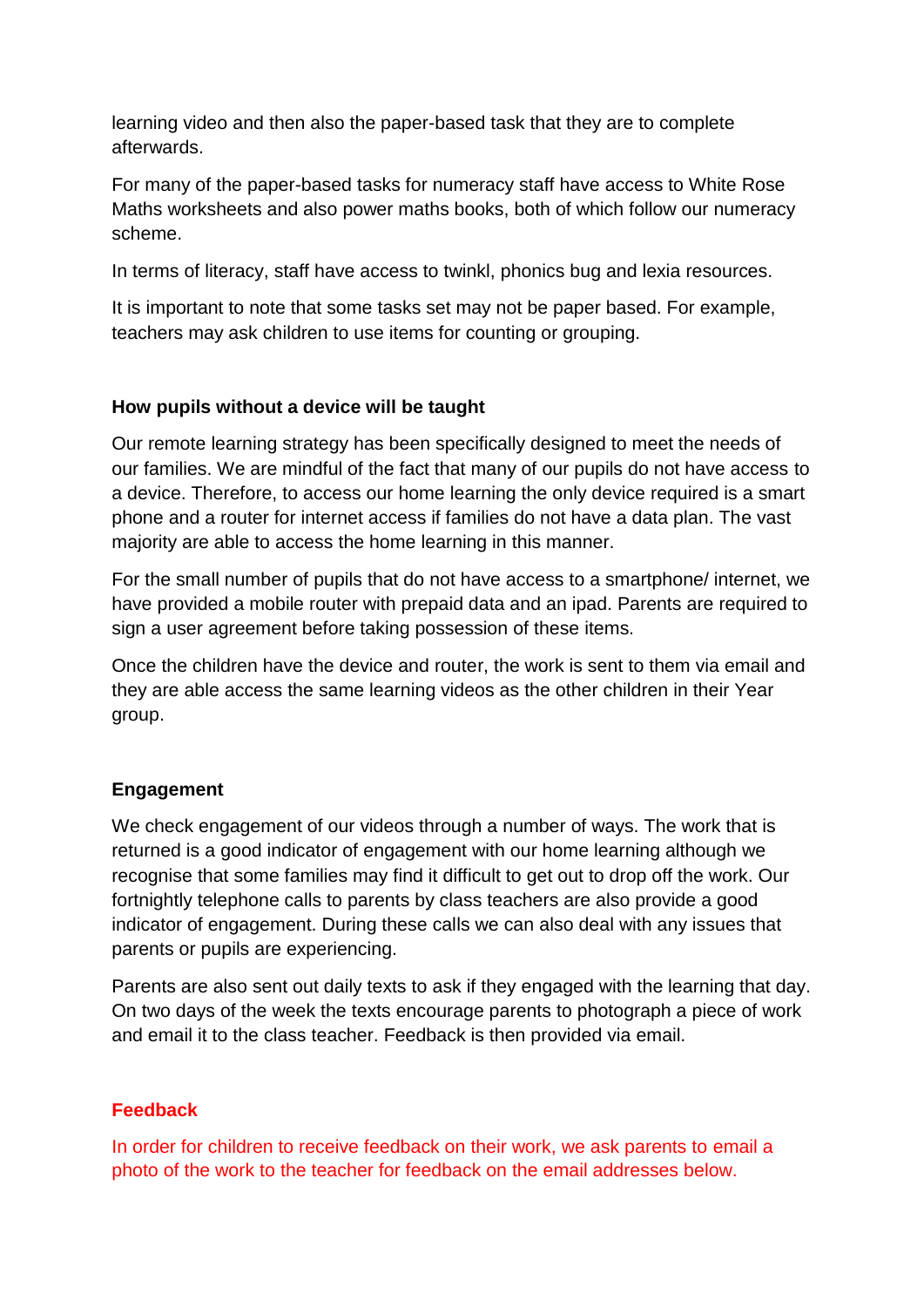learning video and then also the paper-based task that they are to complete afterwards.

For many of the paper-based tasks for numeracy staff have access to White Rose Maths worksheets and also power maths books, both of which follow our numeracy scheme.

In terms of literacy, staff have access to twinkl, phonics bug and lexia resources.

It is important to note that some tasks set may not be paper based. For example, teachers may ask children to use items for counting or grouping.

**How pupils without a device will be taught**

Our remote learning strategy has been specifically designed to meet the needs of our families. We are mindful of the fact that many of our pupils do not have access to a device. Therefore, to access our home learning the only device required is a smart phone and a router for internet access if families do not have a data plan. The vast majority are able to access the home learning in this manner.

For the small number of pupils that do not have access to a smartphone/ internet, we have provided a mobile router with prepaid data and an ipad. Parents are required to sign a user agreement before taking possession of these items.

Once the children have the device and router, the work is sent to them via email and they are able access the same learning videos as the other children in their Year group.

**Engagement**

We check engagement of our videos through a number of ways. The work that is returned is a good indicator of engagement with our home learning although we recognise that some families may find it difficult to get out to drop off the work. Our fortnightly telephone calls to parents by class teachers are also provide a good indicator of engagement. During these calls we can also deal with any issues that parents or pupils are experiencing.

Parents are also sent out daily texts to ask if they engaged with the learning that day. On two days of the week the texts encourage parents to photograph a piece of work and email it to the class teacher. Feedback is then provided via email.

**Feedback**

In order for children to receive feedback on their work, we ask parents to email a photo of the work to the teacher for feedback on the email addresses below.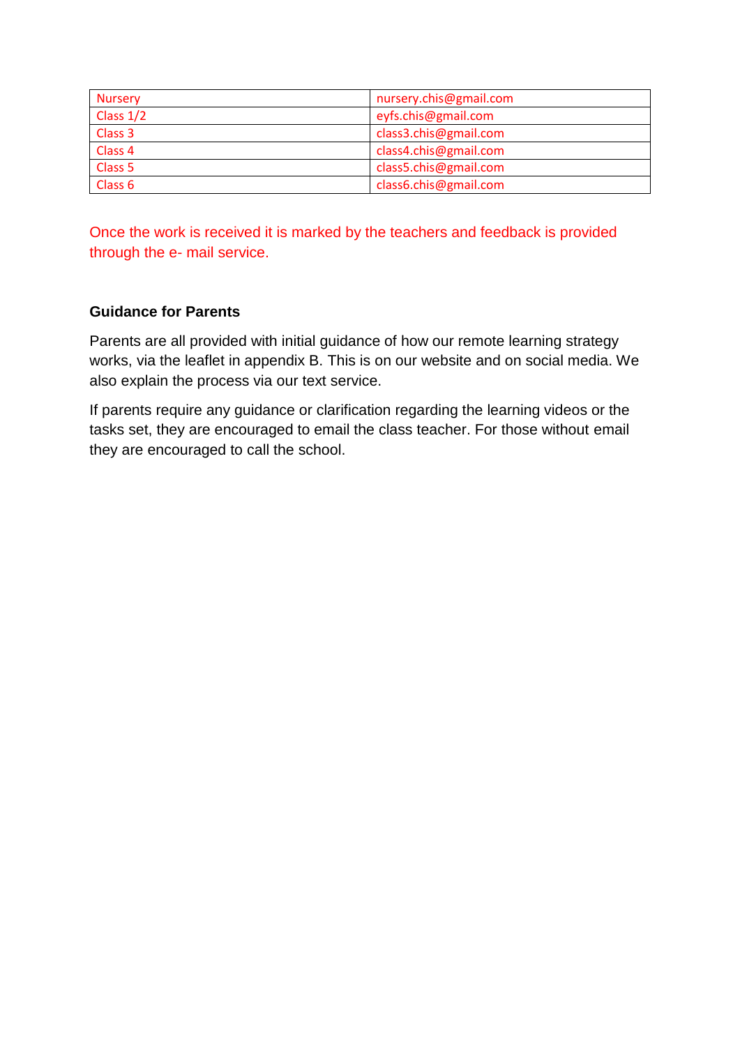| Nursery | nursery.chis@gmail.com |
| --- | --- |
| Class 1/2 | eyfs.chis@gmail.com |
| Class 3 | class3.chis@gmail.com |
| Class 4 | class4.chis@gmail.com |
| Class 5 | class5.chis@gmail.com |
| Class 6 | class6.chis@gmail.com |

Once the work is received it is marked by the teachers and feedback is provided through the e- mail service.

**Guidance for Parents**

Parents are all provided with initial guidance of how our remote learning strategy works, via the leaflet in appendix B. This is on our website and on social media. We also explain the process via our text service.

If parents require any guidance or clarification regarding the learning videos or the tasks set, they are encouraged to email the class teacher. For those without email they are encouraged to call the school.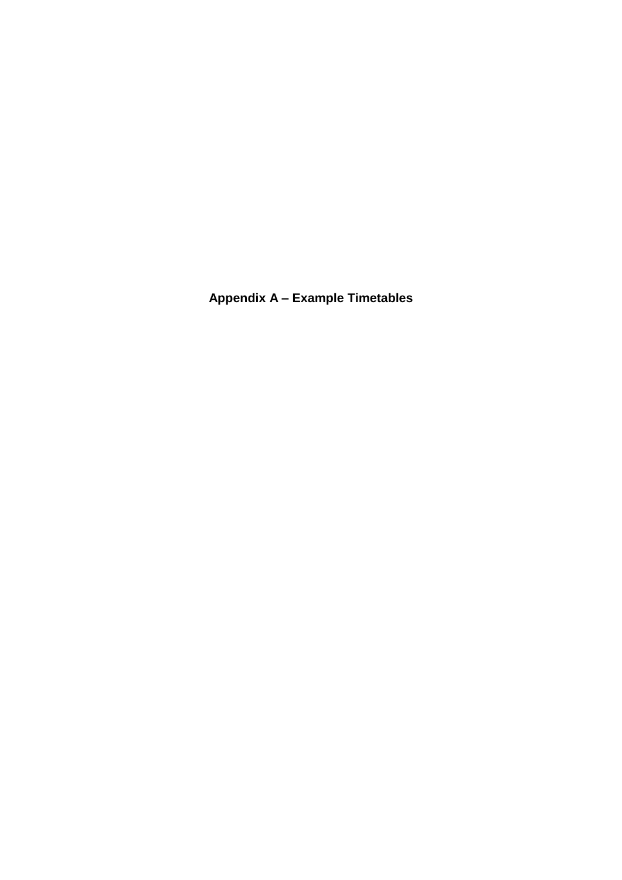# Appendix A – Example Timetables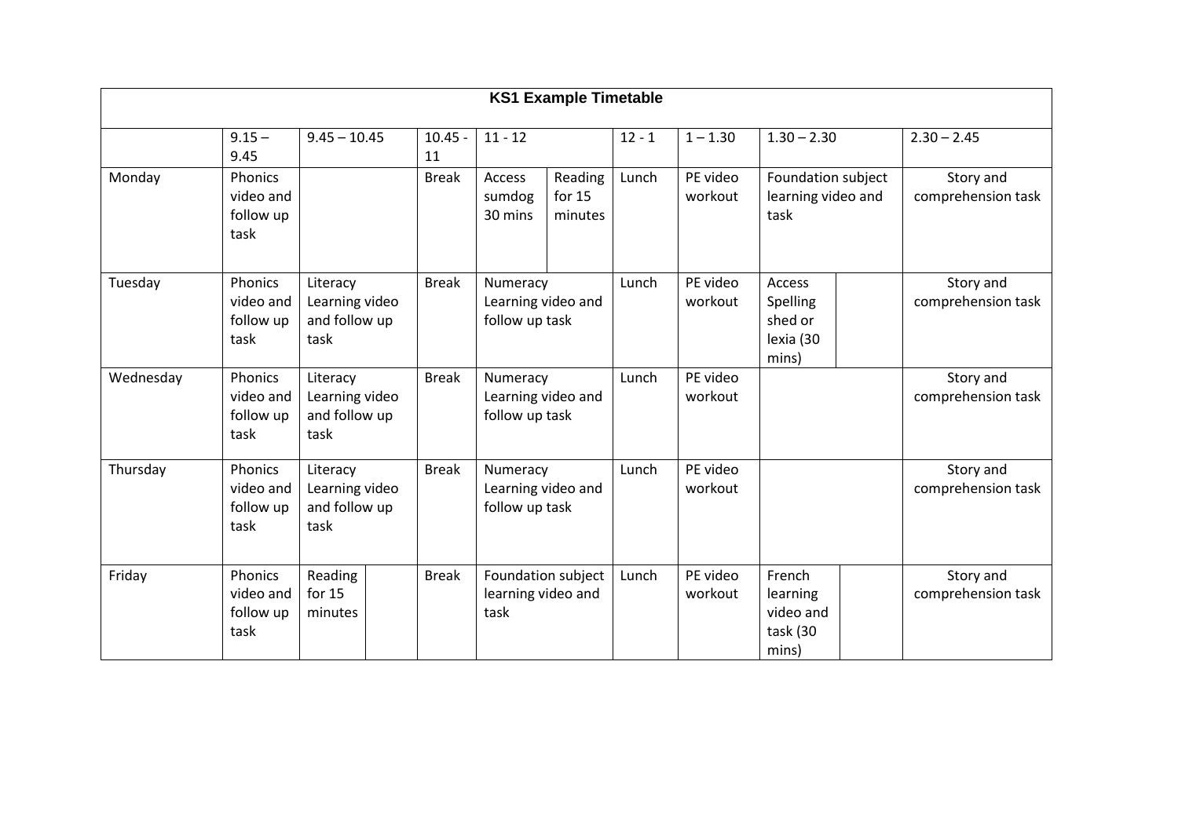**KS1 Example Timetable**

| | 9.15 – 9.45 | 9.45 – 10.45 | | 10.45 - 11 | 11 - 12 | | 12 - 1 | 1 – 1.30 | 1.30 – 2.30 | | 2.30 – 2.45 |
|---|---|---|---|---|---|---|---|---|---|---|---|
| Monday | Phonics video and follow up task | | | Break | Access sumdog 30 mins | Reading for 15 minutes | Lunch | PE video workout | Foundation subject learning video and task | | Story and comprehension task |
| Tuesday | Phonics video and follow up task | Literacy Learning video and follow up task | | Break | Numeracy Learning video and follow up task | | Lunch | PE video workout | Access Spelling shed or lexia (30 mins) | | Story and comprehension task |
| Wednesday | Phonics video and follow up task | Literacy Learning video and follow up task | | Break | Numeracy Learning video and follow up task | | Lunch | PE video workout | | | Story and comprehension task |
| Thursday | Phonics video and follow up task | Literacy Learning video and follow up task | | Break | Numeracy Learning video and follow up task | | Lunch | PE video workout | | | Story and comprehension task |
| Friday | Phonics video and follow up task | Reading for 15 minutes | | Break | Foundation subject learning video and task | | Lunch | PE video workout | French learning video and task (30 mins) | | Story and comprehension task |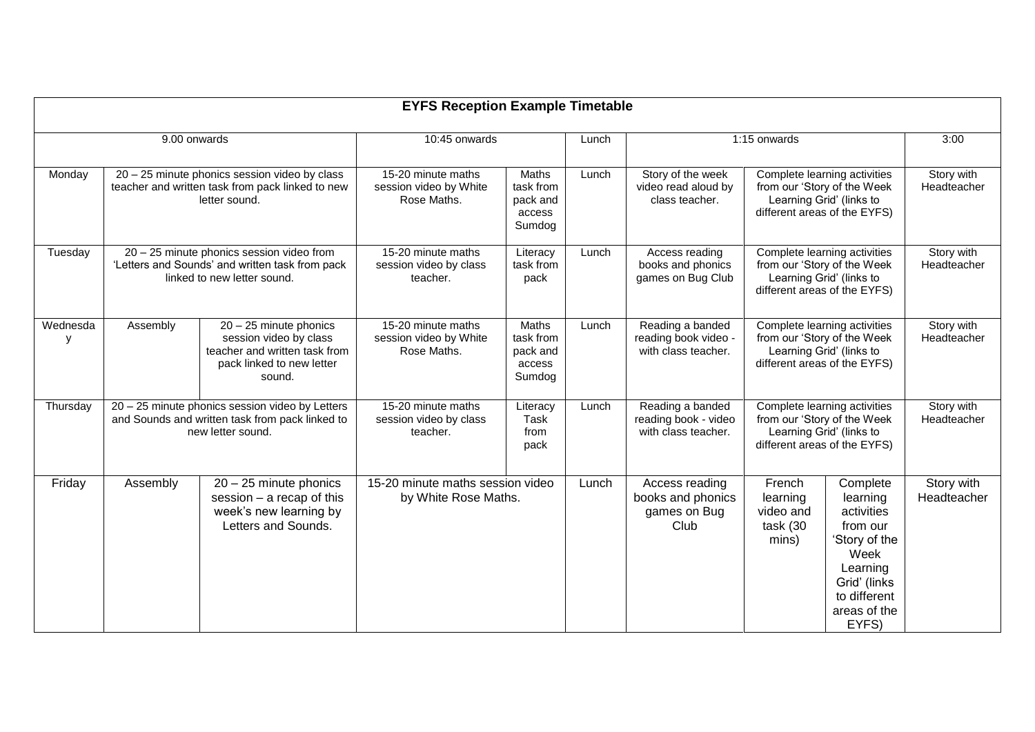| EYFS Reception Example Timetable | | | | | | | | | |
|---|---|---|---|---|---|---|---|---|---|
| | 9.00 onwards | | 10:45 onwards | | Lunch | 1:15 onwards | | | 3:00 |
| Monday | 20 – 25 minute phonics session video by class teacher and written task from pack linked to new letter sound. | | 15-20 minute maths session video by White Rose Maths. | Maths task from pack and access Sumdog | Lunch | Story of the week video read aloud by class teacher. | Complete learning activities from our 'Story of the Week Learning Grid' (links to different areas of the EYFS) | | Story with Headteacher |
| Tuesday | 20 – 25 minute phonics session video from 'Letters and Sounds' and written task from pack linked to new letter sound. | | 15-20 minute maths session video by class teacher. | Literacy task from pack | Lunch | Access reading books and phonics games on Bug Club | Complete learning activities from our 'Story of the Week Learning Grid' (links to different areas of the EYFS) | | Story with Headteacher |
| Wednesday | Assembly | 20 – 25 minute phonics session video by class teacher and written task from pack linked to new letter sound. | 15-20 minute maths session video by White Rose Maths. | Maths task from pack and access Sumdog | Lunch | Reading a banded reading book video - with class teacher. | Complete learning activities from our 'Story of the Week Learning Grid' (links to different areas of the EYFS) | | Story with Headteacher |
| Thursday | 20 – 25 minute phonics session video by Letters and Sounds and written task from pack linked to new letter sound. | | 15-20 minute maths session video by class teacher. | Literacy Task from pack | Lunch | Reading a banded reading book - video with class teacher. | Complete learning activities from our 'Story of the Week Learning Grid' (links to different areas of the EYFS) | | Story with Headteacher |
| Friday | Assembly | 20 – 25 minute phonics session – a recap of this week's new learning by Letters and Sounds. | 15-20 minute maths session video by White Rose Maths. | | Lunch | Access reading books and phonics games on Bug Club | French learning video and task (30 mins) | Complete learning activities from our 'Story of the Week Learning Grid' (links to different areas of the EYFS) | Story with Headteacher |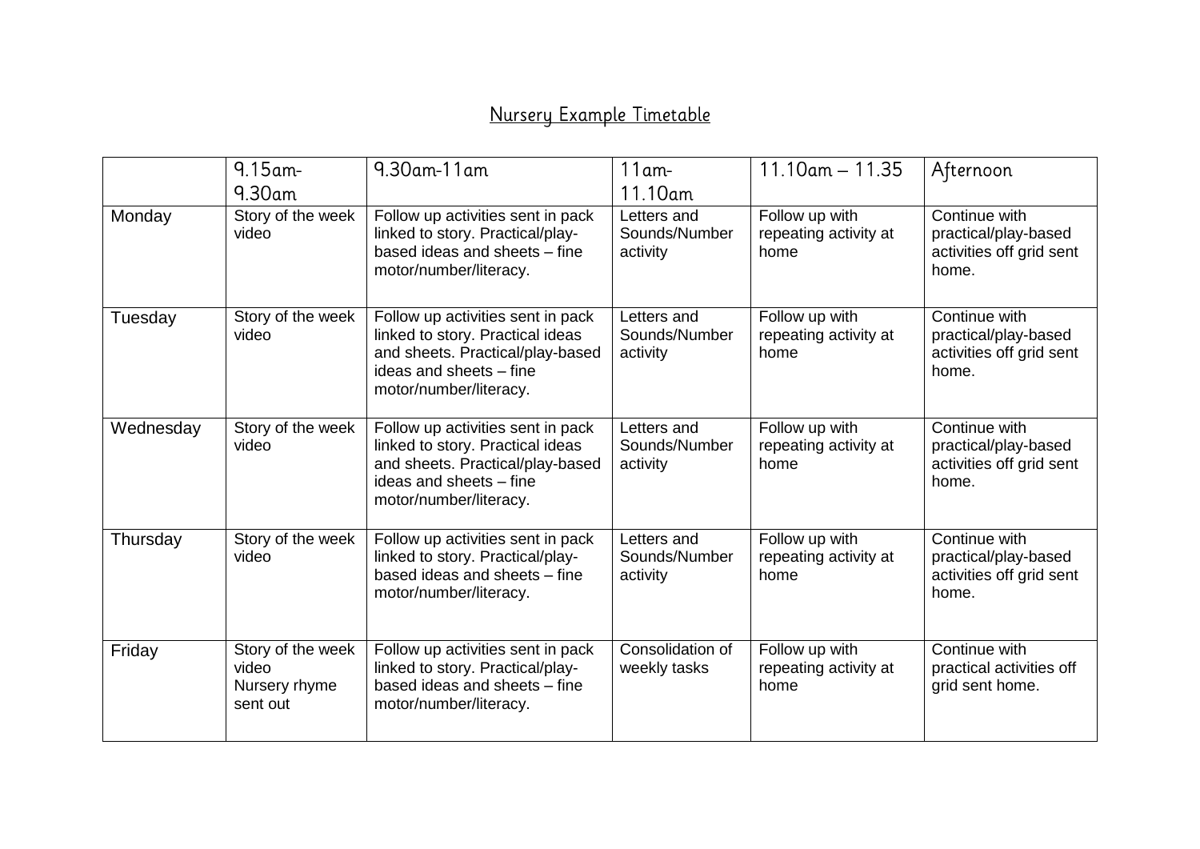# Nursery Example Timetable

| | 9.15am-9.30am | 9.30am-11am | 11am-11.10am | 11.10am – 11.35 | Afternoon |
|---|---|---|---|---|---|
| Monday | Story of the week video | Follow up activities sent in pack linked to story. Practical/play-based ideas and sheets – fine motor/number/literacy. | Letters and Sounds/Number activity | Follow up with repeating activity at home | Continue with practical/play-based activities off grid sent home. |
| Tuesday | Story of the week video | Follow up activities sent in pack linked to story. Practical ideas and sheets. Practical/play-based ideas and sheets – fine motor/number/literacy. | Letters and Sounds/Number activity | Follow up with repeating activity at home | Continue with practical/play-based activities off grid sent home. |
| Wednesday | Story of the week video | Follow up activities sent in pack linked to story. Practical ideas and sheets. Practical/play-based ideas and sheets – fine motor/number/literacy. | Letters and Sounds/Number activity | Follow up with repeating activity at home | Continue with practical/play-based activities off grid sent home. |
| Thursday | Story of the week video | Follow up activities sent in pack linked to story. Practical/play-based ideas and sheets – fine motor/number/literacy. | Letters and Sounds/Number activity | Follow up with repeating activity at home | Continue with practical/play-based activities off grid sent home. |
| Friday | Story of the week video Nursery rhyme sent out | Follow up activities sent in pack linked to story. Practical/play-based ideas and sheets – fine motor/number/literacy. | Consolidation of weekly tasks | Follow up with repeating activity at home | Continue with practical activities off grid sent home. |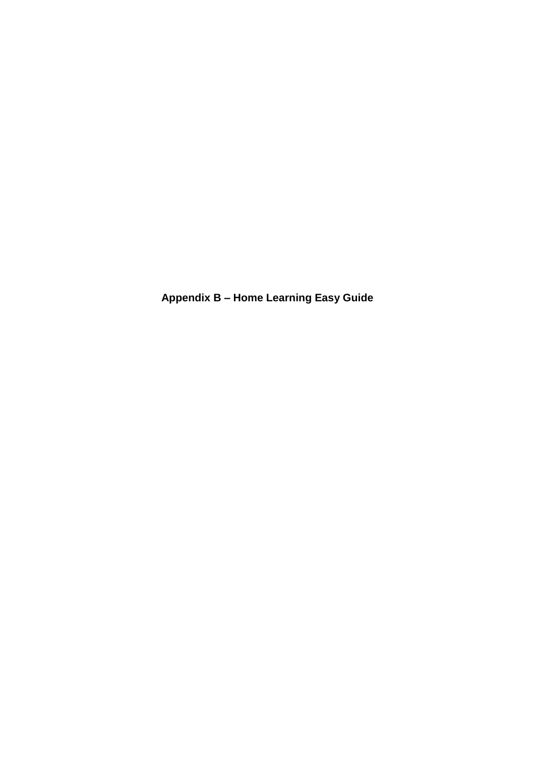**Appendix B – Home Learning Easy Guide**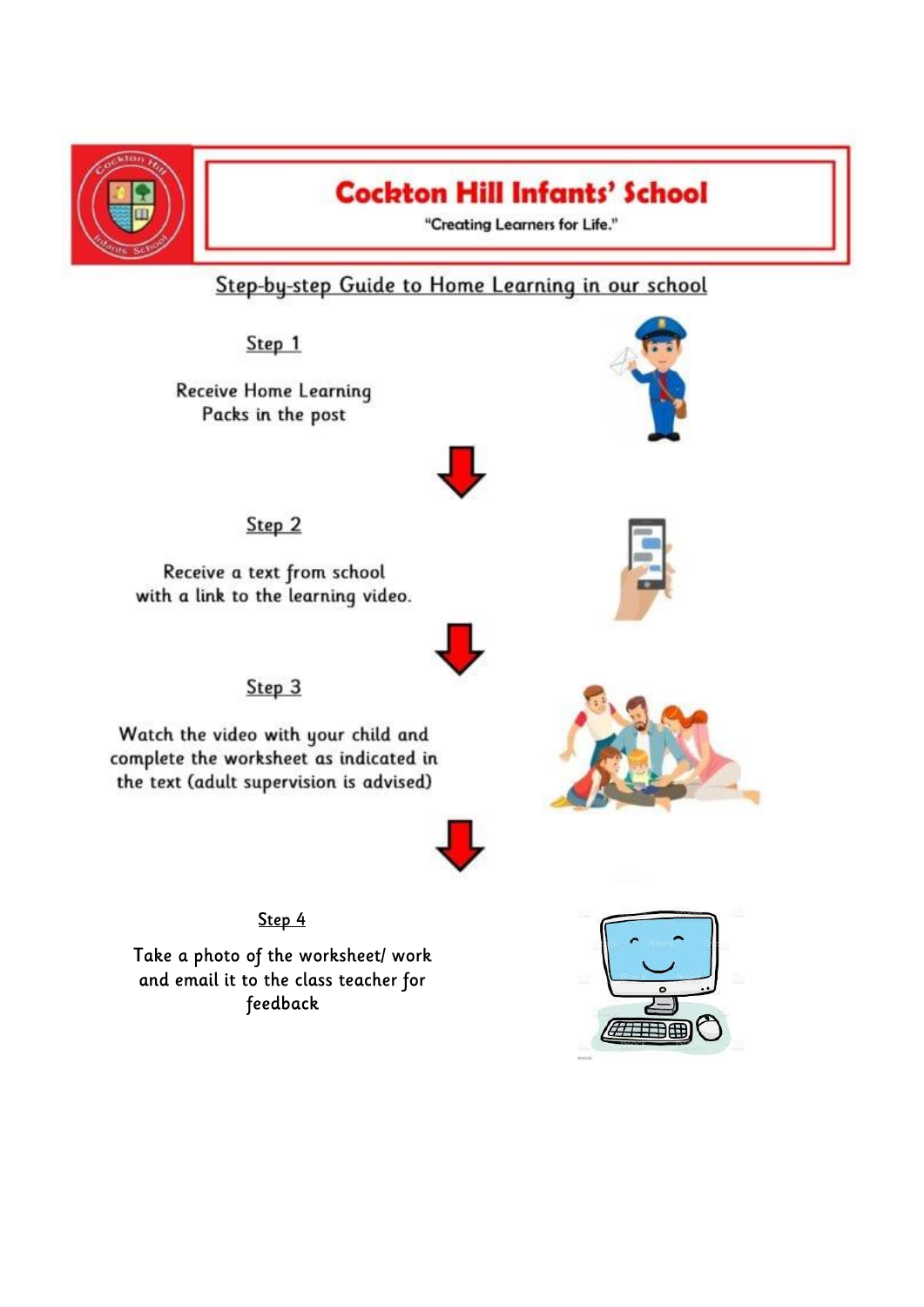# Cockton Hill Infants' School

"Creating Learners for Life."

## Step-by-step Guide to Home Learning in our school

### Step 1

Receive Home Learning Packs in the post

### Step 2

Receive a text from school with a link to the learning video.

### Step 3

Watch the video with your child and complete the worksheet as indicated in the text (adult supervision is advised)

### Step 4

Take a photo of the worksheet/ work and email it to the class teacher for feedback